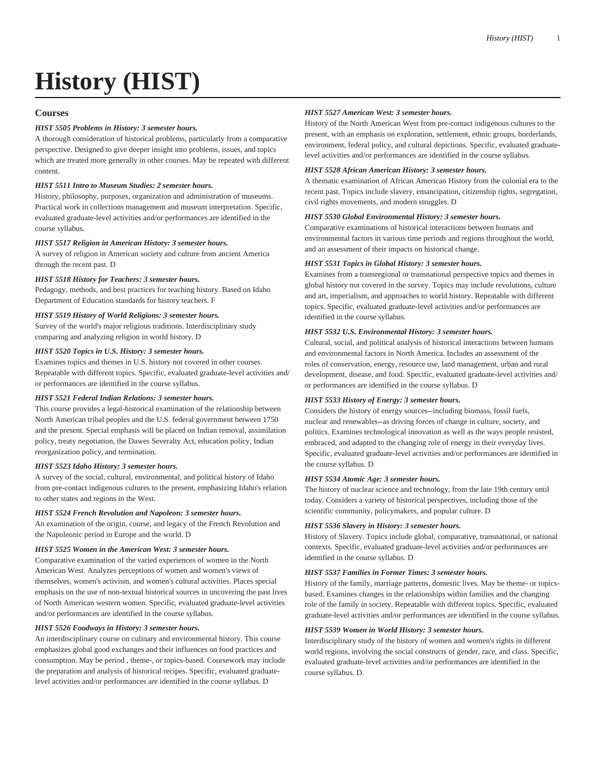# History (HIST)

## Courses

***HIST 5505 Problems in History: 3 semester hours.***

A thorough consideration of historical problems, particularly from a comparative perspective. Designed to give deeper insight into problems, issues, and topics which are treated more generally in other courses. May be repeated with different content.

***HIST 5511 Intro to Museum Studies: 2 semester hours.***

History, philosophy, purposes, organization and administration of museums. Practical work in collections management and museum interpretation. Specific, evaluated graduate-level activities and/or performances are identified in the course syllabus.

***HIST 5517 Religion in American History: 3 semester hours.***

A survey of religion in American society and culture from ancient America through the recent past. D

***HIST 5518 History for Teachers: 3 semester hours.***

Pedagogy, methods, and best practices for teaching history. Based on Idaho Department of Education standards for history teachers. F

***HIST 5519 History of World Religions: 3 semester hours.***

Survey of the world's major religious traditions. Interdisciplinary study comparing and analyzing religion in world history. D

***HIST 5520 Topics in U.S. History: 3 semester hours.***

Examines topics and themes in U.S. history not covered in other courses. Repeatable with different topics. Specific, evaluated graduate-level activities and/or performances are identified in the course syllabus.

***HIST 5521 Federal Indian Relations: 3 semester hours.***

This course provides a legal-historical examination of the relationship between North American tribal peoples and the U.S. federal government between 1750 and the present. Special emphasis will be placed on Indian removal, assimilation policy, treaty negotiation, the Dawes Severalty Act, education policy, Indian reorganization policy, and termination.

***HIST 5523 Idaho History: 3 semester hours.***

A survey of the social, cultural, environmental, and political history of Idaho from pre-contact indigenous cultures to the present, emphasizing Idaho's relation to other states and regions in the West.

***HIST 5524 French Revolution and Napoleon: 3 semester hours.***

An examination of the origin, course, and legacy of the French Revolution and the Napoleonic period in Europe and the world. D

***HIST 5525 Women in the American West: 3 semester hours.***

Comparative examination of the varied experiences of women in the North American West. Analyzes perceptions of women and women's views of themselves, women's activism, and women's cultural activities. Places special emphasis on the use of non-textual historical sources in uncovering the past lives of North American western women. Specific, evaluated graduate-level activities and/or performances are identified in the course syllabus.

***HIST 5526 Foodways in History: 3 semester hours.***

An interdisciplinary course on culinary and environmental history. This course emphasizes global good exchanges and their influences on food practices and consumption. May be period , theme-, or topics-based. Coursework may include the preparation and analysis of historical recipes. Specific, evaluated graduate-level activities and/or performances are identified in the course syllabus. D

***HIST 5527 American West: 3 semester hours.***

History of the North American West from pre-contact indigenous cultures to the present, with an emphasis on exploration, settlement, ethnic groups, borderlands, environment, federal policy, and cultural depictions. Specific, evaluated graduate-level activities and/or performances are identified in the course syllabus.

***HIST 5528 African American History: 3 semester hours.***

A thematic examination of African American History from the colonial era to the recent past. Topics include slavery, emancipation, citizenship rights, segregation, civil rights movements, and modern struggles. D

***HIST 5530 Global Environmental History: 3 semester hours.***

Comparative examinations of historical interactions between humans and environmental factors in various time periods and regions throughout the world, and an assessment of their impacts on historical change.

***HIST 5531 Topics in Global History: 3 semester hours.***

Examines from a transregional or transnational perspective topics and themes in global history not covered in the survey. Topics may include revolutions, culture and art, imperialism, and approaches to world history. Repeatable with different topics. Specific, evaluated graduate-level activities and/or performances are identified in the course syllabus.

***HIST 5532 U.S. Environmental History: 3 semester hours.***

Cultural, social, and political analysis of historical interactions between humans and environmental factors in North America. Includes an assessment of the roles of conservation, energy, resource use, land management, urban and rural development, disease, and food. Specific, evaluated graduate-level activities and/or performances are identified in the course syllabus. D

***HIST 5533 History of Energy: 3 semester hours.***

Considers the history of energy sources--including biomass, fossil fuels, nuclear and renewables--as driving forces of change in culture, society, and politics. Examines technological innovation as well as the ways people resisted, embraced, and adapted to the changing role of energy in their everyday lives. Specific, evaluated graduate-level activities and/or performances are identified in the course syllabus. D

***HIST 5534 Atomic Age: 3 semester hours.***

The history of nuclear science and technology, from the late 19th century until today. Considers a variety of historical perspectives, including those of the scientific community, policymakers, and popular culture. D

***HIST 5536 Slavery in History: 3 semester hours.***

History of Slavery. Topics include global, comparative, transnational, or national contexts. Specific, evaluated graduate-level activities and/or performances are identified in the course syllabus. D

***HIST 5537 Families in Former Times: 3 semester hours.***

History of the family, marriage patterns, domestic lives. May be theme- or topics-based. Examines changes in the relationships within families and the changing role of the family in society. Repeatable with different topics. Specific, evaluated graduate-level activities and/or performances are identified in the course syllabus.

***HIST 5539 Women in World History: 3 semester hours.***

Interdisciplinary study of the history of women and women's rights in different world regions, involving the social constructs of gender, race, and class. Specific, evaluated graduate-level activities and/or performances are identified in the course syllabus. D.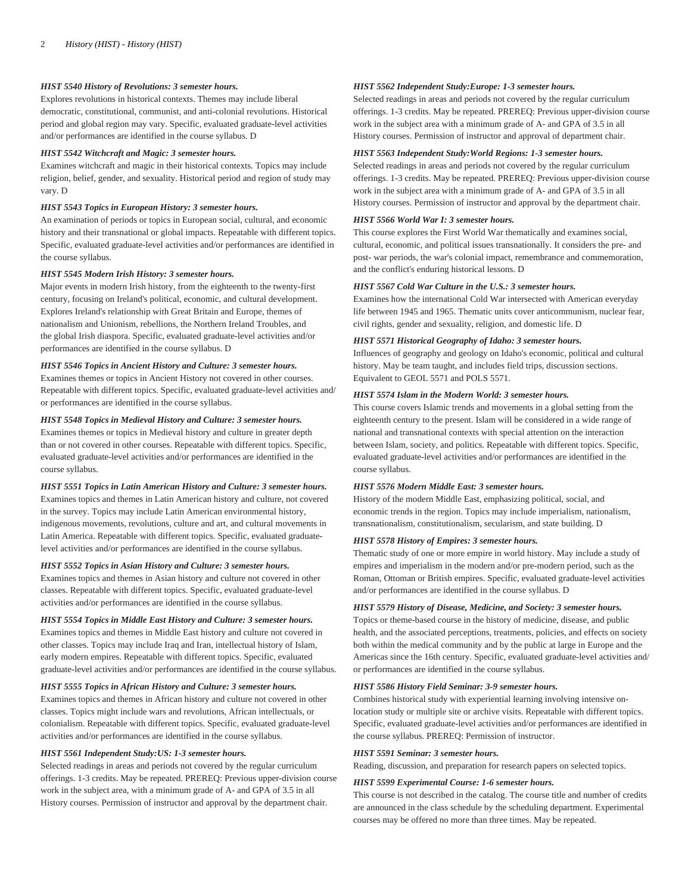#### *HIST 5540 History of Revolutions: 3 semester hours.*

Explores revolutions in historical contexts. Themes may include liberal democratic, constitutional, communist, and anti-colonial revolutions. Historical period and global region may vary. Specific, evaluated graduate-level activities and/or performances are identified in the course syllabus. D

#### *HIST 5542 Witchcraft and Magic: 3 semester hours.*

Examines witchcraft and magic in their historical contexts. Topics may include religion, belief, gender, and sexuality. Historical period and region of study may vary. D

#### *HIST 5543 Topics in European History: 3 semester hours.*

An examination of periods or topics in European social, cultural, and economic history and their transnational or global impacts. Repeatable with different topics. Specific, evaluated graduate-level activities and/or performances are identified in the course syllabus.

#### *HIST 5545 Modern Irish History: 3 semester hours.*

Major events in modern Irish history, from the eighteenth to the twenty-first century, focusing on Ireland's political, economic, and cultural development. Explores Ireland's relationship with Great Britain and Europe, themes of nationalism and Unionism, rebellions, the Northern Ireland Troubles, and the global Irish diaspora. Specific, evaluated graduate-level activities and/or performances are identified in the course syllabus. D

#### *HIST 5546 Topics in Ancient History and Culture: 3 semester hours.*

Examines themes or topics in Ancient History not covered in other courses. Repeatable with different topics. Specific, evaluated graduate-level activities and/or performances are identified in the course syllabus.

#### *HIST 5548 Topics in Medieval History and Culture: 3 semester hours.*

Examines themes or topics in Medieval history and culture in greater depth than or not covered in other courses. Repeatable with different topics. Specific, evaluated graduate-level activities and/or performances are identified in the course syllabus.

#### *HIST 5551 Topics in Latin American History and Culture: 3 semester hours.*

Examines topics and themes in Latin American history and culture, not covered in the survey. Topics may include Latin American environmental history, indigenous movements, revolutions, culture and art, and cultural movements in Latin America. Repeatable with different topics. Specific, evaluated graduate-level activities and/or performances are identified in the course syllabus.

#### *HIST 5552 Topics in Asian History and Culture: 3 semester hours.*

Examines topics and themes in Asian history and culture not covered in other classes. Repeatable with different topics. Specific, evaluated graduate-level activities and/or performances are identified in the course syllabus.

#### *HIST 5554 Topics in Middle East History and Culture: 3 semester hours.*

Examines topics and themes in Middle East history and culture not covered in other classes. Topics may include Iraq and Iran, intellectual history of Islam, early modern empires. Repeatable with different topics. Specific, evaluated graduate-level activities and/or performances are identified in the course syllabus.

#### *HIST 5555 Topics in African History and Culture: 3 semester hours.*

Examines topics and themes in African history and culture not covered in other classes. Topics might include wars and revolutions, African intellectuals, or colonialism. Repeatable with different topics. Specific, evaluated graduate-level activities and/or performances are identified in the course syllabus.

#### *HIST 5561 Independent Study:US: 1-3 semester hours.*

Selected readings in areas and periods not covered by the regular curriculum offerings. 1-3 credits. May be repeated. PREREQ: Previous upper-division course work in the subject area, with a minimum grade of A- and GPA of 3.5 in all History courses. Permission of instructor and approval by the department chair.

#### *HIST 5562 Independent Study:Europe: 1-3 semester hours.*

Selected readings in areas and periods not covered by the regular curriculum offerings. 1-3 credits. May be repeated. PREREQ: Previous upper-division course work in the subject area with a minimum grade of A- and GPA of 3.5 in all History courses. Permission of instructor and approval of department chair.

#### *HIST 5563 Independent Study:World Regions: 1-3 semester hours.*

Selected readings in areas and periods not covered by the regular curriculum offerings. 1-3 credits. May be repeated. PREREQ: Previous upper-division course work in the subject area with a minimum grade of A- and GPA of 3.5 in all History courses. Permission of instructor and approval by the department chair.

#### *HIST 5566 World War I: 3 semester hours.*

This course explores the First World War thematically and examines social, cultural, economic, and political issues transnationally. It considers the pre- and post- war periods, the war's colonial impact, remembrance and commemoration, and the conflict's enduring historical lessons. D

#### *HIST 5567 Cold War Culture in the U.S.: 3 semester hours.*

Examines how the international Cold War intersected with American everyday life between 1945 and 1965. Thematic units cover anticommunism, nuclear fear, civil rights, gender and sexuality, religion, and domestic life. D

#### *HIST 5571 Historical Geography of Idaho: 3 semester hours.*

Influences of geography and geology on Idaho's economic, political and cultural history. May be team taught, and includes field trips, discussion sections. Equivalent to GEOL 5571 and POLS 5571.

#### *HIST 5574 Islam in the Modern World: 3 semester hours.*

This course covers Islamic trends and movements in a global setting from the eighteenth century to the present. Islam will be considered in a wide range of national and transnational contexts with special attention on the interaction between Islam, society, and politics. Repeatable with different topics. Specific, evaluated graduate-level activities and/or performances are identified in the course syllabus.

#### *HIST 5576 Modern Middle East: 3 semester hours.*

History of the modern Middle East, emphasizing political, social, and economic trends in the region. Topics may include imperialism, nationalism, transnationalism, constitutionalism, secularism, and state building. D

#### *HIST 5578 History of Empires: 3 semester hours.*

Thematic study of one or more empire in world history. May include a study of empires and imperialism in the modern and/or pre-modern period, such as the Roman, Ottoman or British empires. Specific, evaluated graduate-level activities and/or performances are identified in the course syllabus. D

#### *HIST 5579 History of Disease, Medicine, and Society: 3 semester hours.*

Topics or theme-based course in the history of medicine, disease, and public health, and the associated perceptions, treatments, policies, and effects on society both within the medical community and by the public at large in Europe and the Americas since the 16th century. Specific, evaluated graduate-level activities and/or performances are identified in the course syllabus.

#### *HIST 5586 History Field Seminar: 3-9 semester hours.*

Combines historical study with experiential learning involving intensive on-location study or multiple site or archive visits. Repeatable with different topics. Specific, evaluated graduate-level activities and/or performances are identified in the course syllabus. PREREQ: Permission of instructor.

#### *HIST 5591 Seminar: 3 semester hours.*

Reading, discussion, and preparation for research papers on selected topics.

#### *HIST 5599 Experimental Course: 1-6 semester hours.*

This course is not described in the catalog. The course title and number of credits are announced in the class schedule by the scheduling department. Experimental courses may be offered no more than three times. May be repeated.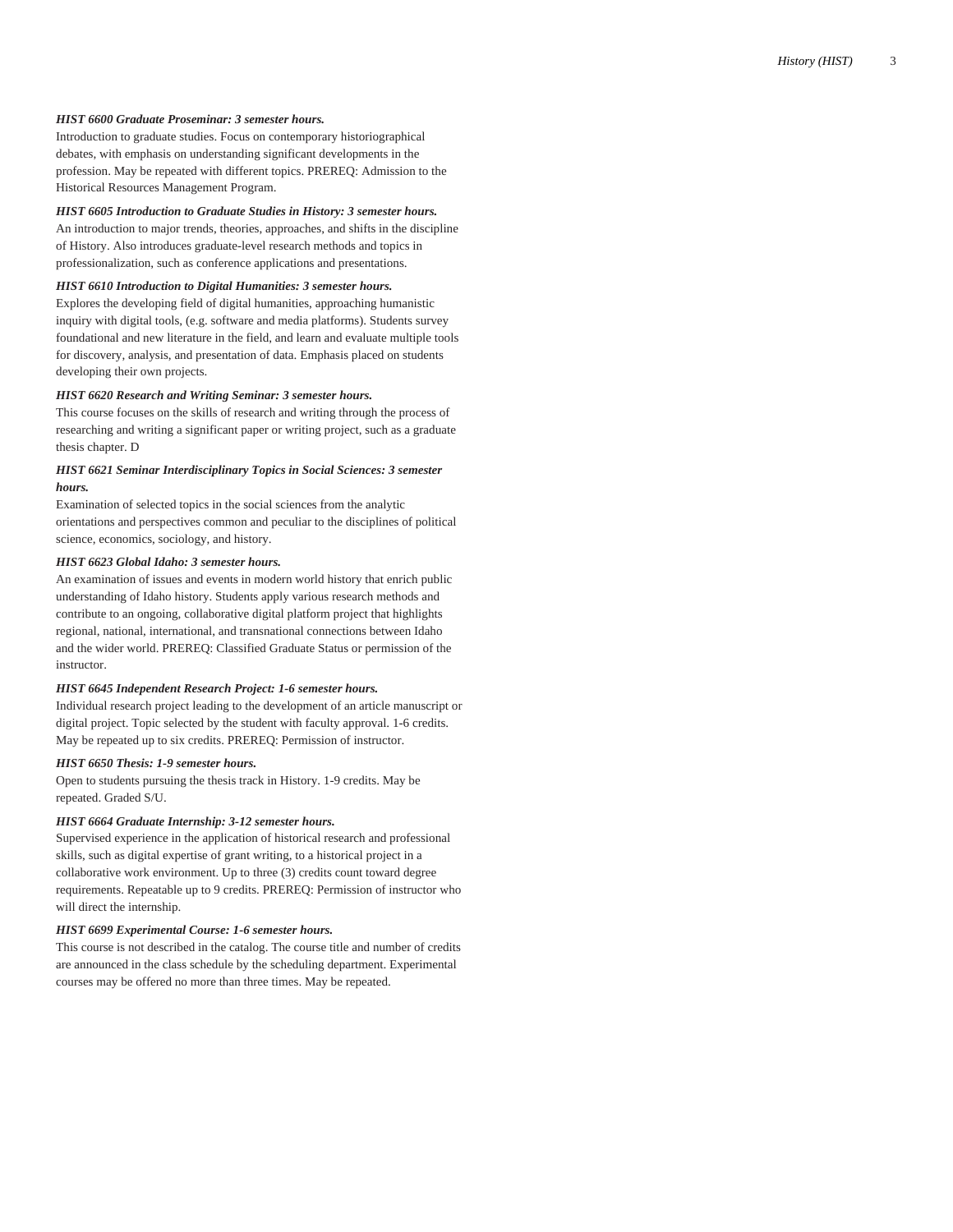***HIST 6600 Graduate Proseminar: 3 semester hours.***
Introduction to graduate studies. Focus on contemporary historiographical debates, with emphasis on understanding significant developments in the profession. May be repeated with different topics. PREREQ: Admission to the Historical Resources Management Program.

***HIST 6605 Introduction to Graduate Studies in History: 3 semester hours.***
An introduction to major trends, theories, approaches, and shifts in the discipline of History. Also introduces graduate-level research methods and topics in professionalization, such as conference applications and presentations.

***HIST 6610 Introduction to Digital Humanities: 3 semester hours.***
Explores the developing field of digital humanities, approaching humanistic inquiry with digital tools, (e.g. software and media platforms). Students survey foundational and new literature in the field, and learn and evaluate multiple tools for discovery, analysis, and presentation of data. Emphasis placed on students developing their own projects.

***HIST 6620 Research and Writing Seminar: 3 semester hours.***
This course focuses on the skills of research and writing through the process of researching and writing a significant paper or writing project, such as a graduate thesis chapter. D

***HIST 6621 Seminar Interdisciplinary Topics in Social Sciences: 3 semester hours.***
Examination of selected topics in the social sciences from the analytic orientations and perspectives common and peculiar to the disciplines of political science, economics, sociology, and history.

***HIST 6623 Global Idaho: 3 semester hours.***
An examination of issues and events in modern world history that enrich public understanding of Idaho history. Students apply various research methods and contribute to an ongoing, collaborative digital platform project that highlights regional, national, international, and transnational connections between Idaho and the wider world. PREREQ: Classified Graduate Status or permission of the instructor.

***HIST 6645 Independent Research Project: 1-6 semester hours.***
Individual research project leading to the development of an article manuscript or digital project. Topic selected by the student with faculty approval. 1-6 credits. May be repeated up to six credits. PREREQ: Permission of instructor.

***HIST 6650 Thesis: 1-9 semester hours.***
Open to students pursuing the thesis track in History. 1-9 credits. May be repeated. Graded S/U.

***HIST 6664 Graduate Internship: 3-12 semester hours.***
Supervised experience in the application of historical research and professional skills, such as digital expertise of grant writing, to a historical project in a collaborative work environment. Up to three (3) credits count toward degree requirements. Repeatable up to 9 credits. PREREQ: Permission of instructor who will direct the internship.

***HIST 6699 Experimental Course: 1-6 semester hours.***
This course is not described in the catalog. The course title and number of credits are announced in the class schedule by the scheduling department. Experimental courses may be offered no more than three times. May be repeated.